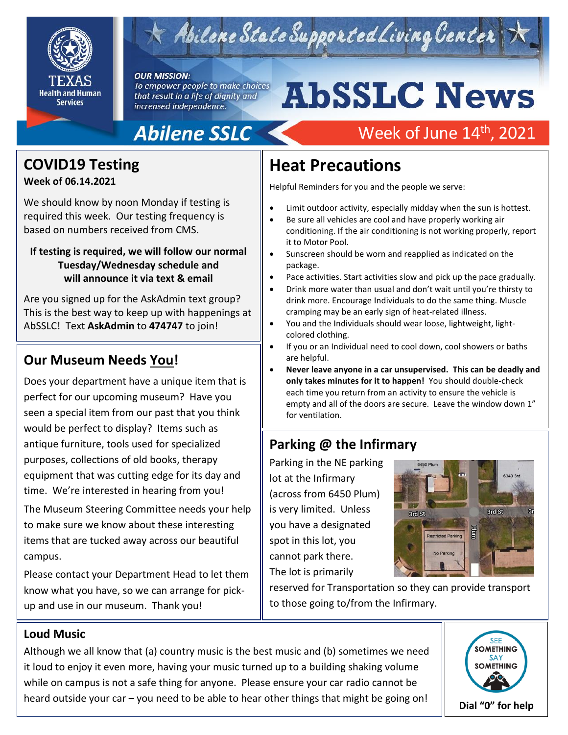Texas Health and Human Services

Abilene State Supported Living Center

**OUR MISSION:**
*To empower people to make choices that result in a life of dignity and increased independence.*

# AbSSLC News

**Abilene SSLC** — Week of June 14th, 2021

## COVID19 Testing

**Week of 06.14.2021**

We should know by noon Monday if testing is required this week. Our testing frequency is based on numbers received from CMS.

**If testing is required, we will follow our normal Tuesday/Wednesday schedule and will announce it via text & email**

Are you signed up for the AskAdmin text group? This is the best way to keep up with happenings at AbSSLC! Text **AskAdmin** to **474747** to join!

## Our Museum Needs You!

Does your department have a unique item that is perfect for our upcoming museum? Have you seen a special item from our past that you think would be perfect to display? Items such as antique furniture, tools used for specialized purposes, collections of old books, therapy equipment that was cutting edge for its day and time. We're interested in hearing from you!

The Museum Steering Committee needs your help to make sure we know about these interesting items that are tucked away across our beautiful campus.

Please contact your Department Head to let them know what you have, so we can arrange for pick-up and use in our museum. Thank you!

## Heat Precautions

Helpful Reminders for you and the people we serve:

- Limit outdoor activity, especially midday when the sun is hottest.
- Be sure all vehicles are cool and have properly working air conditioning. If the air conditioning is not working properly, report it to Motor Pool.
- Sunscreen should be worn and reapplied as indicated on the package.
- Pace activities. Start activities slow and pick up the pace gradually.
- Drink more water than usual and don't wait until you're thirsty to drink more. Encourage Individuals to do the same thing. Muscle cramping may be an early sign of heat-related illness.
- You and the Individuals should wear loose, lightweight, light-colored clothing.
- If you or an Individual need to cool down, cool showers or baths are helpful.
- **Never leave anyone in a car unsupervised. This can be deadly and only takes minutes for it to happen!** You should double-check each time you return from an activity to ensure the vehicle is empty and all of the doors are secure. Leave the window down 1" for ventilation.

## Parking @ the Infirmary

Parking in the NE parking lot at the Infirmary (across from 6450 Plum) is very limited. Unless you have a designated spot in this lot, you cannot park there. The lot is primarily reserved for Transportation so they can provide transport to those going to/from the Infirmary.

## Loud Music

Although we all know that (a) country music is the best music and (b) sometimes we need it loud to enjoy it even more, having your music turned up to a building shaking volume while on campus is not a safe thing for anyone. Please ensure your car radio cannot be heard outside your car – you need to be able to hear other things that might be going on!

SEE SOMETHING SAY SOMETHING

**Dial "0" for help**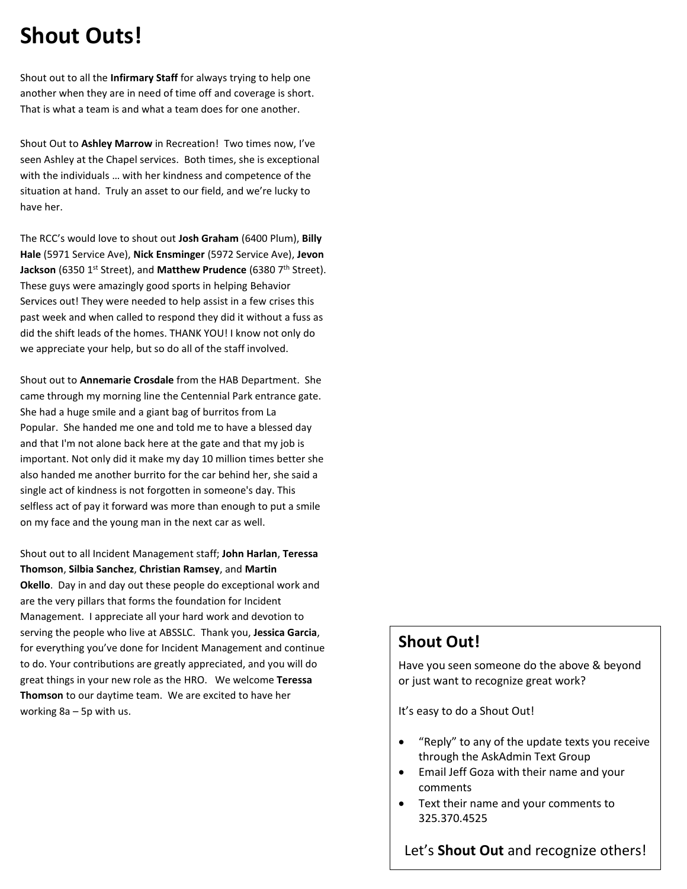# Shout Outs!

Shout out to all the **Infirmary Staff** for always trying to help one another when they are in need of time off and coverage is short. That is what a team is and what a team does for one another.

Shout Out to **Ashley Marrow** in Recreation! Two times now, I've seen Ashley at the Chapel services. Both times, she is exceptional with the individuals … with her kindness and competence of the situation at hand. Truly an asset to our field, and we're lucky to have her.

The RCC's would love to shout out **Josh Graham** (6400 Plum), **Billy Hale** (5971 Service Ave), **Nick Ensminger** (5972 Service Ave), **Jevon Jackson** (6350 1st Street), and **Matthew Prudence** (6380 7th Street). These guys were amazingly good sports in helping Behavior Services out! They were needed to help assist in a few crises this past week and when called to respond they did it without a fuss as did the shift leads of the homes. THANK YOU! I know not only do we appreciate your help, but so do all of the staff involved.

Shout out to **Annemarie Crosdale** from the HAB Department. She came through my morning line the Centennial Park entrance gate. She had a huge smile and a giant bag of burritos from La Popular. She handed me one and told me to have a blessed day and that I'm not alone back here at the gate and that my job is important. Not only did it make my day 10 million times better she also handed me another burrito for the car behind her, she said a single act of kindness is not forgotten in someone's day. This selfless act of pay it forward was more than enough to put a smile on my face and the young man in the next car as well.

Shout out to all Incident Management staff; **John Harlan**, **Teressa Thomson**, **Silbia Sanchez**, **Christian Ramsey**, and **Martin Okello**. Day in and day out these people do exceptional work and are the very pillars that forms the foundation for Incident Management. I appreciate all your hard work and devotion to serving the people who live at ABSSLC. Thank you, **Jessica Garcia**, for everything you've done for Incident Management and continue to do. Your contributions are greatly appreciated, and you will do great things in your new role as the HRO. We welcome **Teressa Thomson** to our daytime team. We are excited to have her working 8a – 5p with us.

## Shout Out!

Have you seen someone do the above & beyond or just want to recognize great work?

It's easy to do a Shout Out!

- "Reply" to any of the update texts you receive through the AskAdmin Text Group
- Email Jeff Goza with their name and your comments
- Text their name and your comments to 325.370.4525

Let's **Shout Out** and recognize others!